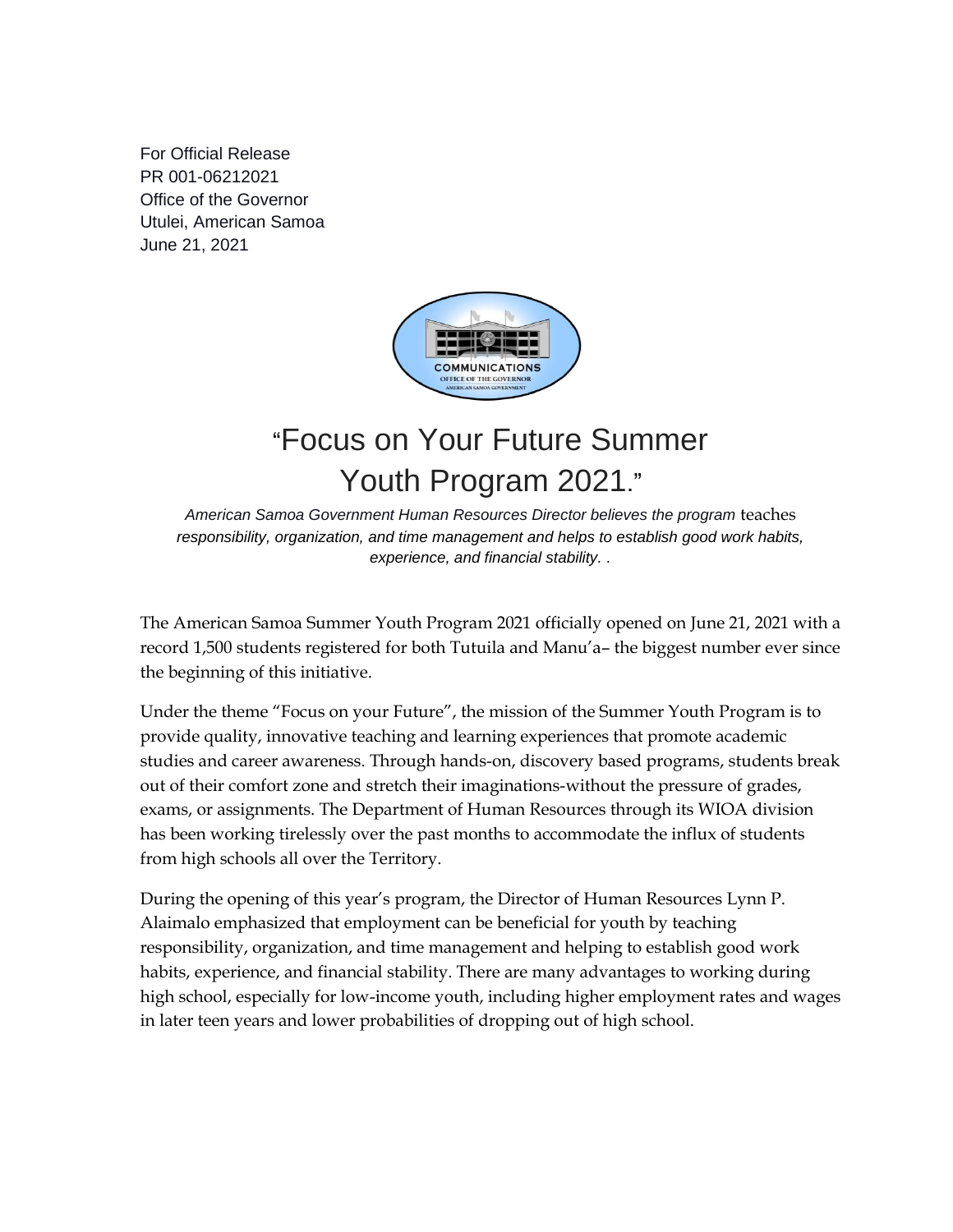For Official Release
PR 001-06212021
Office of the Governor
Utulei, American Samoa
June 21, 2021

# "Focus on Your Future Summer Youth Program 2021."

*American Samoa Government Human Resources Director believes the program teaches responsibility, organization, and time management and helps to establish good work habits, experience, and financial stability. .*

The American Samoa Summer Youth Program 2021 officially opened on June 21, 2021 with a record 1,500 students registered for both Tutuila and Manu'a– the biggest number ever since the beginning of this initiative.

Under the theme "Focus on your Future", the mission of the Summer Youth Program is to provide quality, innovative teaching and learning experiences that promote academic studies and career awareness. Through hands-on, discovery based programs, students break out of their comfort zone and stretch their imaginations-without the pressure of grades, exams, or assignments. The Department of Human Resources through its WIOA division has been working tirelessly over the past months to accommodate the influx of students from high schools all over the Territory.

During the opening of this year's program, the Director of Human Resources Lynn P. Alaimalo emphasized that employment can be beneficial for youth by teaching responsibility, organization, and time management and helping to establish good work habits, experience, and financial stability. There are many advantages to working during high school, especially for low-income youth, including higher employment rates and wages in later teen years and lower probabilities of dropping out of high school.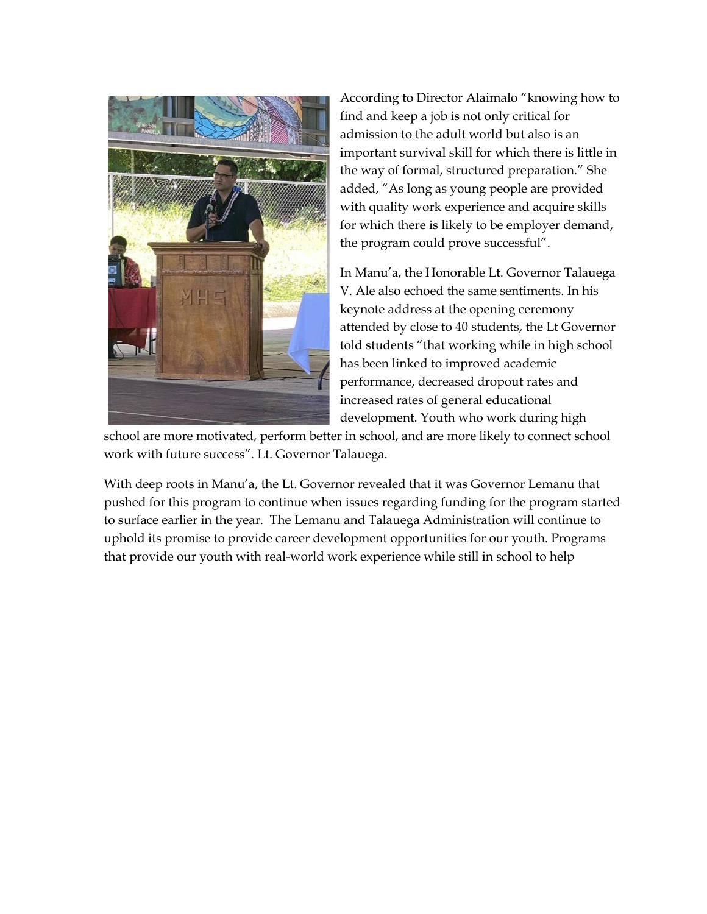According to Director Alaimalo “knowing how to find and keep a job is not only critical for admission to the adult world but also is an important survival skill for which there is little in the way of formal, structured preparation.” She added, “As long as young people are provided with quality work experience and acquire skills for which there is likely to be employer demand, the program could prove successful”.

In Manu’a, the Honorable Lt. Governor Talauega V. Ale also echoed the same sentiments. In his keynote address at the opening ceremony attended by close to 40 students, the Lt Governor told students “that working while in high school has been linked to improved academic performance, decreased dropout rates and increased rates of general educational development. Youth who work during high school are more motivated, perform better in school, and are more likely to connect school work with future success”. Lt. Governor Talauega.

With deep roots in Manu’a, the Lt. Governor revealed that it was Governor Lemanu that pushed for this program to continue when issues regarding funding for the program started to surface earlier in the year. The Lemanu and Talauega Administration will continue to uphold its promise to provide career development opportunities for our youth. Programs that provide our youth with real-world work experience while still in school to help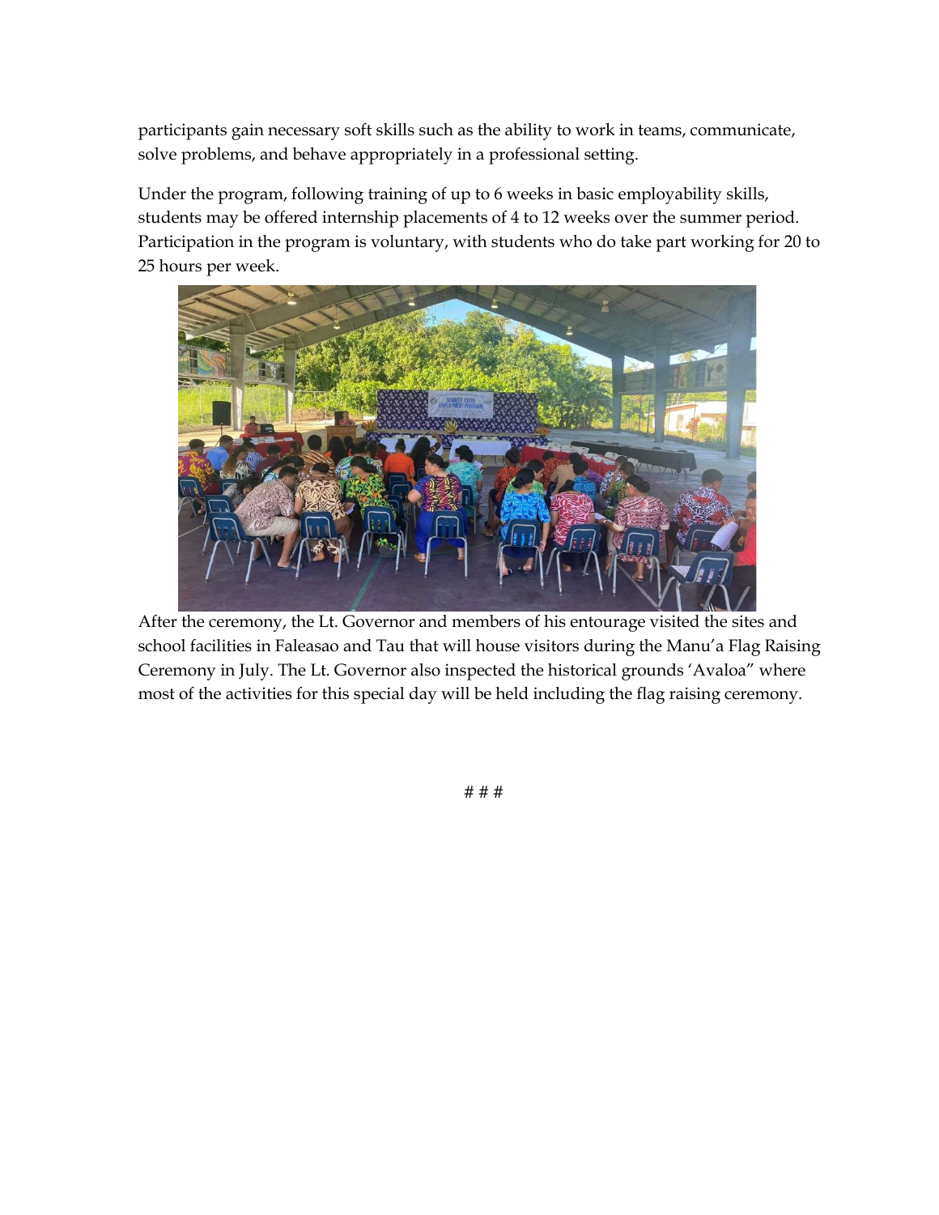participants gain necessary soft skills such as the ability to work in teams, communicate, solve problems, and behave appropriately in a professional setting.

Under the program, following training of up to 6 weeks in basic employability skills, students may be offered internship placements of 4 to 12 weeks over the summer period. Participation in the program is voluntary, with students who do take part working for 20 to 25 hours per week.

After the ceremony, the Lt. Governor and members of his entourage visited the sites and school facilities in Faleasao and Tau that will house visitors during the Manu'a Flag Raising Ceremony in July. The Lt. Governor also inspected the historical grounds 'Avaloa" where most of the activities for this special day will be held including the flag raising ceremony.

# # #